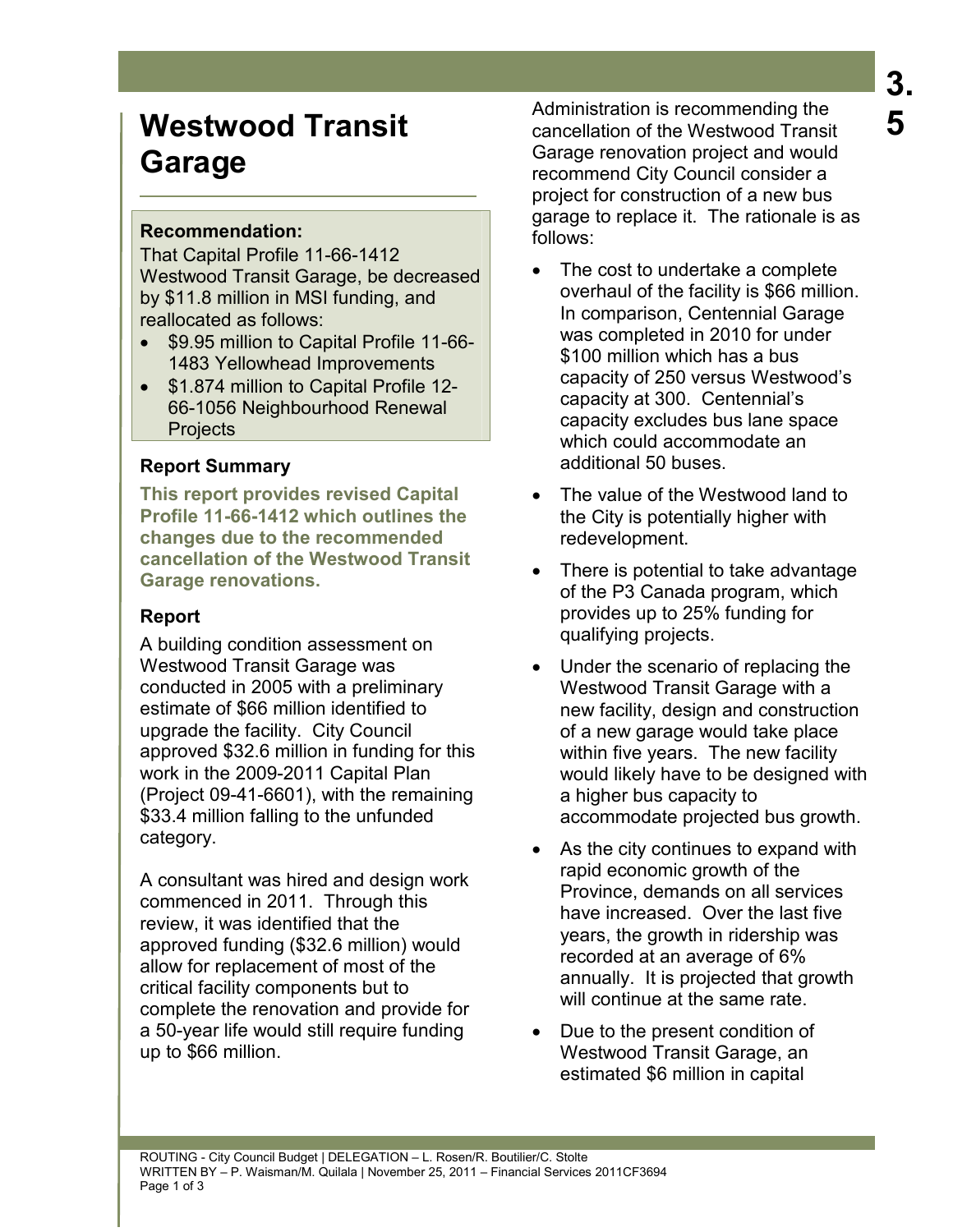# Westwood Transit Garage

**Recommendation:**

That Capital Profile 11-66-1412 Westwood Transit Garage, be decreased by $11.8 million in MSI funding, and reallocated as follows:

- $9.95 million to Capital Profile 11-66-1483 Yellowhead Improvements
- $1.874 million to Capital Profile 12-66-1056 Neighbourhood Renewal Projects

## Report Summary

**This report provides revised Capital Profile 11-66-1412 which outlines the changes due to the recommended cancellation of the Westwood Transit Garage renovations.**

## Report

A building condition assessment on Westwood Transit Garage was conducted in 2005 with a preliminary estimate of $66 million identified to upgrade the facility. City Council approved $32.6 million in funding for this work in the 2009-2011 Capital Plan (Project 09-41-6601), with the remaining $33.4 million falling to the unfunded category.

A consultant was hired and design work commenced in 2011. Through this review, it was identified that the approved funding ($32.6 million) would allow for replacement of most of the critical facility components but to complete the renovation and provide for a 50-year life would still require funding up to $66 million.

Administration is recommending the cancellation of the Westwood Transit Garage renovation project and would recommend City Council consider a project for construction of a new bus garage to replace it. The rationale is as follows:

- The cost to undertake a complete overhaul of the facility is $66 million. In comparison, Centennial Garage was completed in 2010 for under $100 million which has a bus capacity of 250 versus Westwood's capacity at 300. Centennial's capacity excludes bus lane space which could accommodate an additional 50 buses.
- The value of the Westwood land to the City is potentially higher with redevelopment.
- There is potential to take advantage of the P3 Canada program, which provides up to 25% funding for qualifying projects.
- Under the scenario of replacing the Westwood Transit Garage with a new facility, design and construction of a new garage would take place within five years. The new facility would likely have to be designed with a higher bus capacity to accommodate projected bus growth.
- As the city continues to expand with rapid economic growth of the Province, demands on all services have increased. Over the last five years, the growth in ridership was recorded at an average of 6% annually. It is projected that growth will continue at the same rate.
- Due to the present condition of Westwood Transit Garage, an estimated $6 million in capital

ROUTING - City Council Budget | DELEGATION – L. Rosen/R. Boutilier/C. Stolte
WRITTEN BY – P. Waisman/M. Quilala | November 25, 2011 – Financial Services 2011CF3694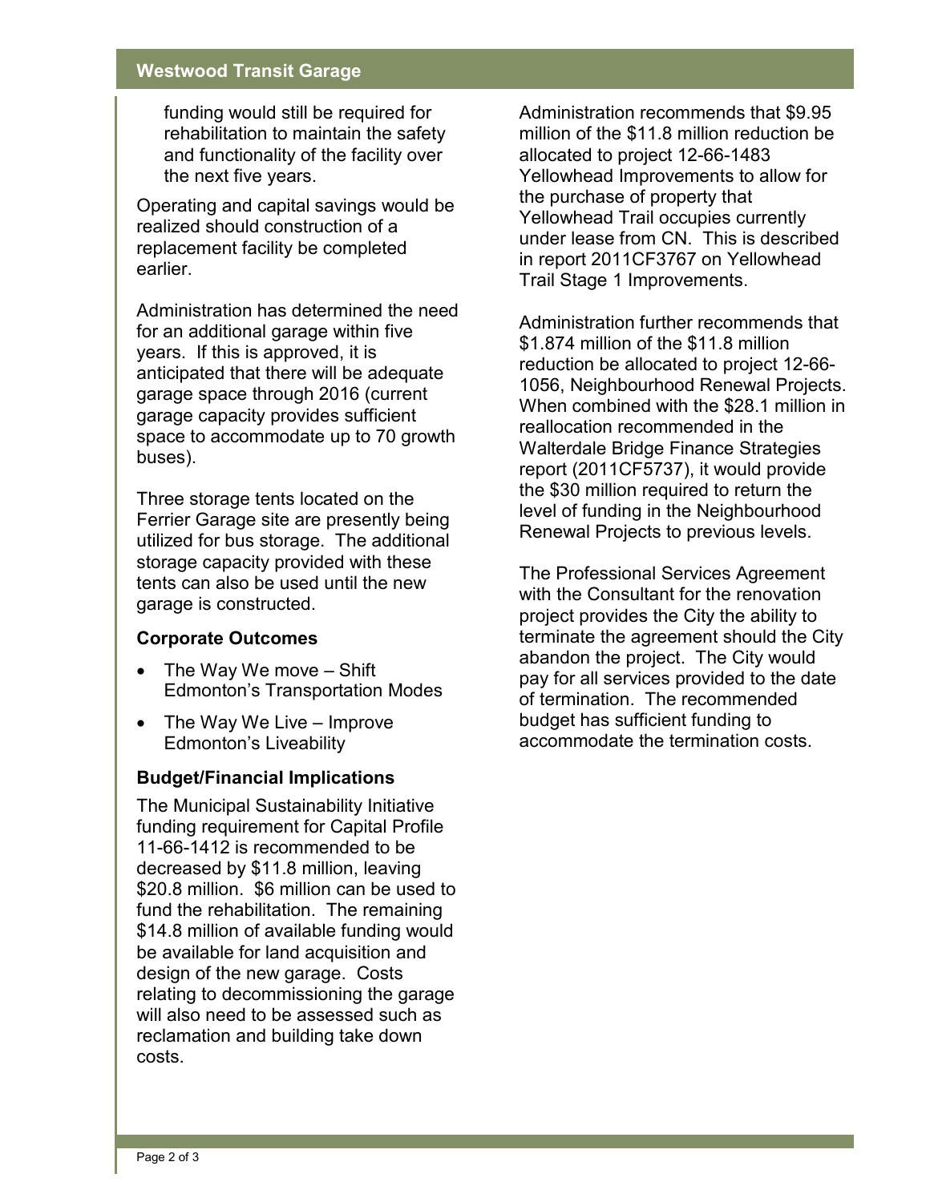funding would still be required for rehabilitation to maintain the safety and functionality of the facility over the next five years.

Operating and capital savings would be realized should construction of a replacement facility be completed earlier.

Administration has determined the need for an additional garage within five years. If this is approved, it is anticipated that there will be adequate garage space through 2016 (current garage capacity provides sufficient space to accommodate up to 70 growth buses).

Three storage tents located on the Ferrier Garage site are presently being utilized for bus storage. The additional storage capacity provided with these tents can also be used until the new garage is constructed.

### Corporate Outcomes

- The Way We move – Shift Edmonton's Transportation Modes
- The Way We Live – Improve Edmonton's Liveability

### Budget/Financial Implications

The Municipal Sustainability Initiative funding requirement for Capital Profile 11-66-1412 is recommended to be decreased by $11.8 million, leaving $20.8 million. $6 million can be used to fund the rehabilitation. The remaining $14.8 million of available funding would be available for land acquisition and design of the new garage. Costs relating to decommissioning the garage will also need to be assessed such as reclamation and building take down costs.

Administration recommends that $9.95 million of the $11.8 million reduction be allocated to project 12-66-1483 Yellowhead Improvements to allow for the purchase of property that Yellowhead Trail occupies currently under lease from CN. This is described in report 2011CF3767 on Yellowhead Trail Stage 1 Improvements.

Administration further recommends that $1.874 million of the $11.8 million reduction be allocated to project 12-66-1056, Neighbourhood Renewal Projects. When combined with the $28.1 million in reallocation recommended in the Walterdale Bridge Finance Strategies report (2011CF5737), it would provide the $30 million required to return the level of funding in the Neighbourhood Renewal Projects to previous levels.

The Professional Services Agreement with the Consultant for the renovation project provides the City the ability to terminate the agreement should the City abandon the project. The City would pay for all services provided to the date of termination. The recommended budget has sufficient funding to accommodate the termination costs.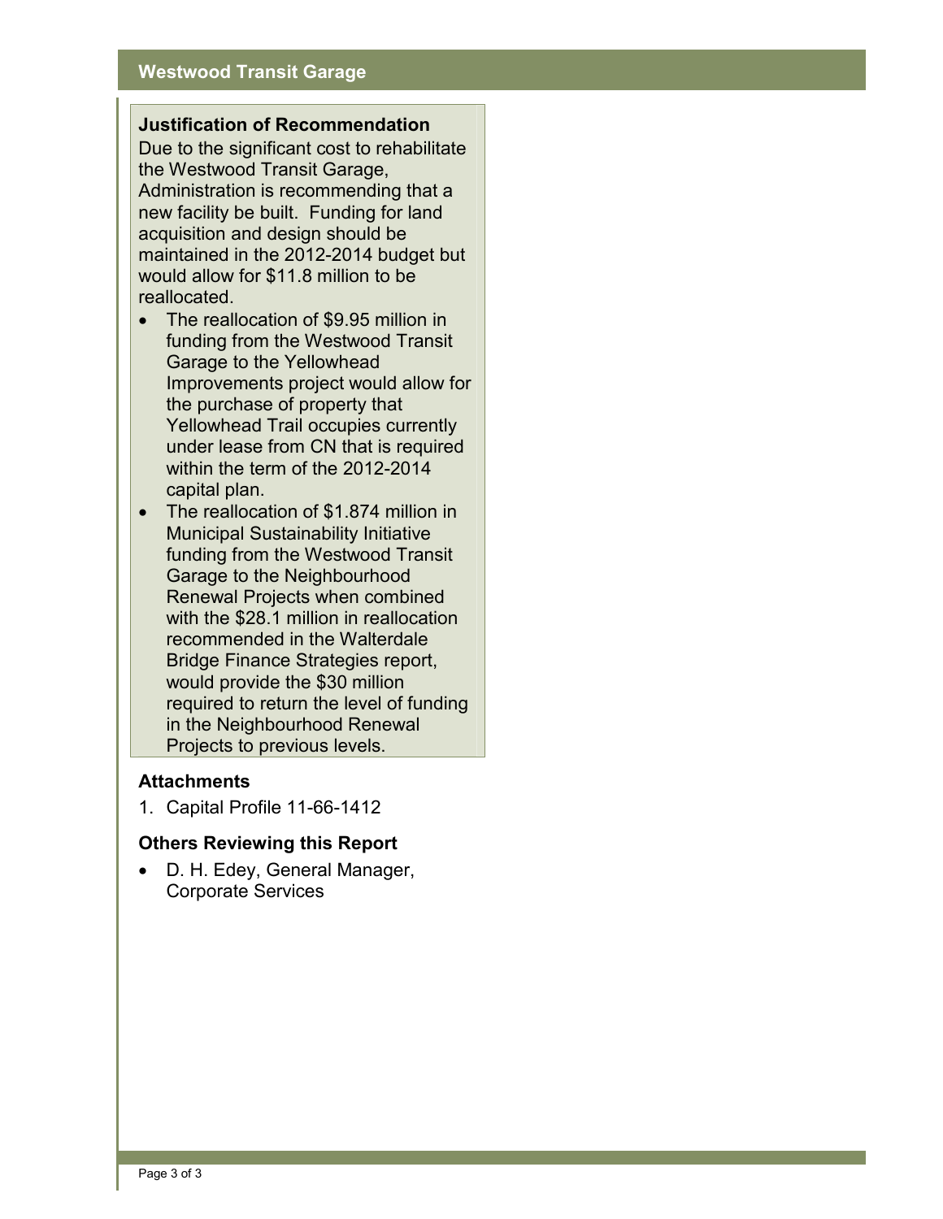### Justification of Recommendation

Due to the significant cost to rehabilitate the Westwood Transit Garage, Administration is recommending that a new facility be built. Funding for land acquisition and design should be maintained in the 2012-2014 budget but would allow for $11.8 million to be reallocated.

- The reallocation of $9.95 million in funding from the Westwood Transit Garage to the Yellowhead Improvements project would allow for the purchase of property that Yellowhead Trail occupies currently under lease from CN that is required within the term of the 2012-2014 capital plan.
- The reallocation of $1.874 million in Municipal Sustainability Initiative funding from the Westwood Transit Garage to the Neighbourhood Renewal Projects when combined with the $28.1 million in reallocation recommended in the Walterdale Bridge Finance Strategies report, would provide the $30 million required to return the level of funding in the Neighbourhood Renewal Projects to previous levels.

### Attachments

1. Capital Profile 11-66-1412

### Others Reviewing this Report

- D. H. Edey, General Manager, Corporate Services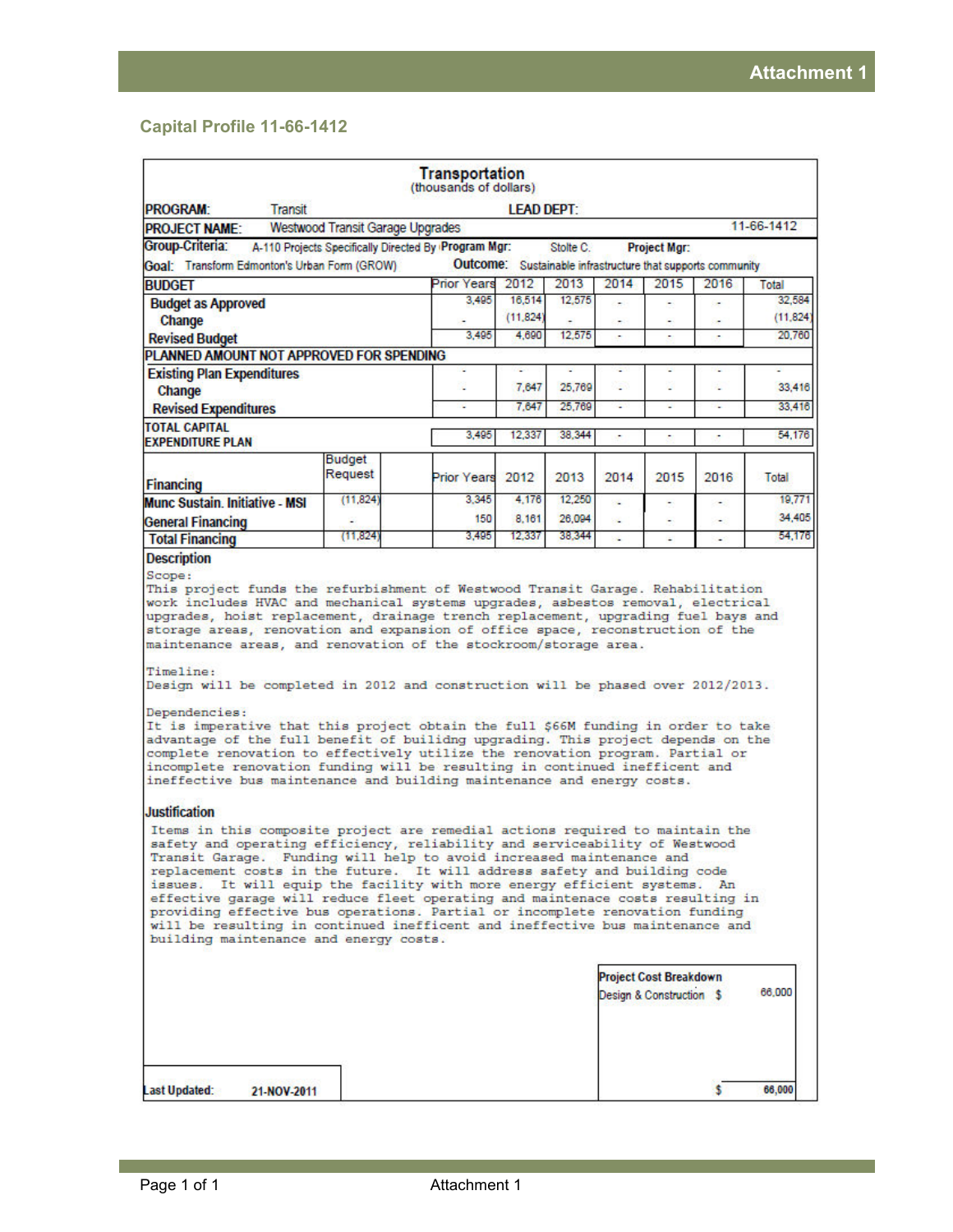## Capital Profile 11-66-1412

**Transportation**
(thousands of dollars)

**PROGRAM:** Transit **LEAD DEPT:**

**PROJECT NAME:** Westwood Transit Garage Upgrades 11-66-1412

**Group-Criteria:** A-110 Projects Specifically Directed By **Program Mgr:** Stolte C. **Project Mgr:**

**Goal:** Transform Edmonton's Urban Form (GROW) **Outcome:** Sustainable infrastructure that supports community

| BUDGET | Prior Years | 2012 | 2013 | 2014 | 2015 | 2016 | Total |
|---|---|---|---|---|---|---|---|
| Budget as Approved | 3,495 | 16,514 | 12,575 | - | - | - | 32,584 |
| Change | - | (11,824) | - | - | - | - | (11,824) |
| Revised Budget | 3,495 | 4,690 | 12,575 | - | - | - | 20,760 |
| **PLANNED AMOUNT NOT APPROVED FOR SPENDING** | | | | | | | |
| Existing Plan Expenditures | - | - | - | - | - | - | - |
| Change | - | 7,647 | 25,769 | - | - | - | 33,416 |
| Revised Expenditures | - | 7,647 | 25,769 | - | - | - | 33,416 |
| **TOTAL CAPITAL EXPENDITURE PLAN** | 3,495 | 12,337 | 38,344 | - | - | - | 54,176 |

| Financing | Budget Request | Prior Years | 2012 | 2013 | 2014 | 2015 | 2016 | Total |
|---|---|---|---|---|---|---|---|---|
| Munc Sustain. Initiative - MSI | (11,824) | 3,345 | 4,176 | 12,250 | - | - | - | 19,771 |
| General Financing | - | 150 | 8,161 | 26,094 | - | - | - | 34,405 |
| Total Financing | (11,824) | 3,495 | 12,337 | 38,344 | - | - | - | 54,176 |

### Description

Scope:
This project funds the refurbishment of Westwood Transit Garage. Rehabilitation work includes HVAC and mechanical systems upgrades, asbestos removal, electrical upgrades, hoist replacement, drainage trench replacement, upgrading fuel bays and storage areas, renovation and expansion of office space, reconstruction of the maintenance areas, and renovation of the stockroom/storage area.

Timeline:
Design will be completed in 2012 and construction will be phased over 2012/2013.

Dependencies:
It is imperative that this project obtain the full $66M funding in order to take advantage of the full benefit of builidng upgrading. This project depends on the complete renovation to effectively utilize the renovation program. Partial or incomplete renovation funding will be resulting in continued inefficent and ineffective bus maintenance and building maintenance and energy costs.

### Justification

Items in this composite project are remedial actions required to maintain the safety and operating efficiency, reliability and serviceability of Westwood Transit Garage. Funding will help to avoid increased maintenance and replacement costs in the future. It will address safety and building code issues. It will equip the facility with more energy efficient systems. An effective garage will reduce fleet operating and maintenance costs resulting in providing effective bus operations. Partial or incomplete renovation funding will be resulting in continued inefficent and ineffective bus maintenance and building maintenance and energy costs.

| Project Cost Breakdown | | |
|---|---|---|
| Design & Construction | $ | 66,000 |
| | $ | 66,000 |

**Last Updated:** 21-NOV-2011